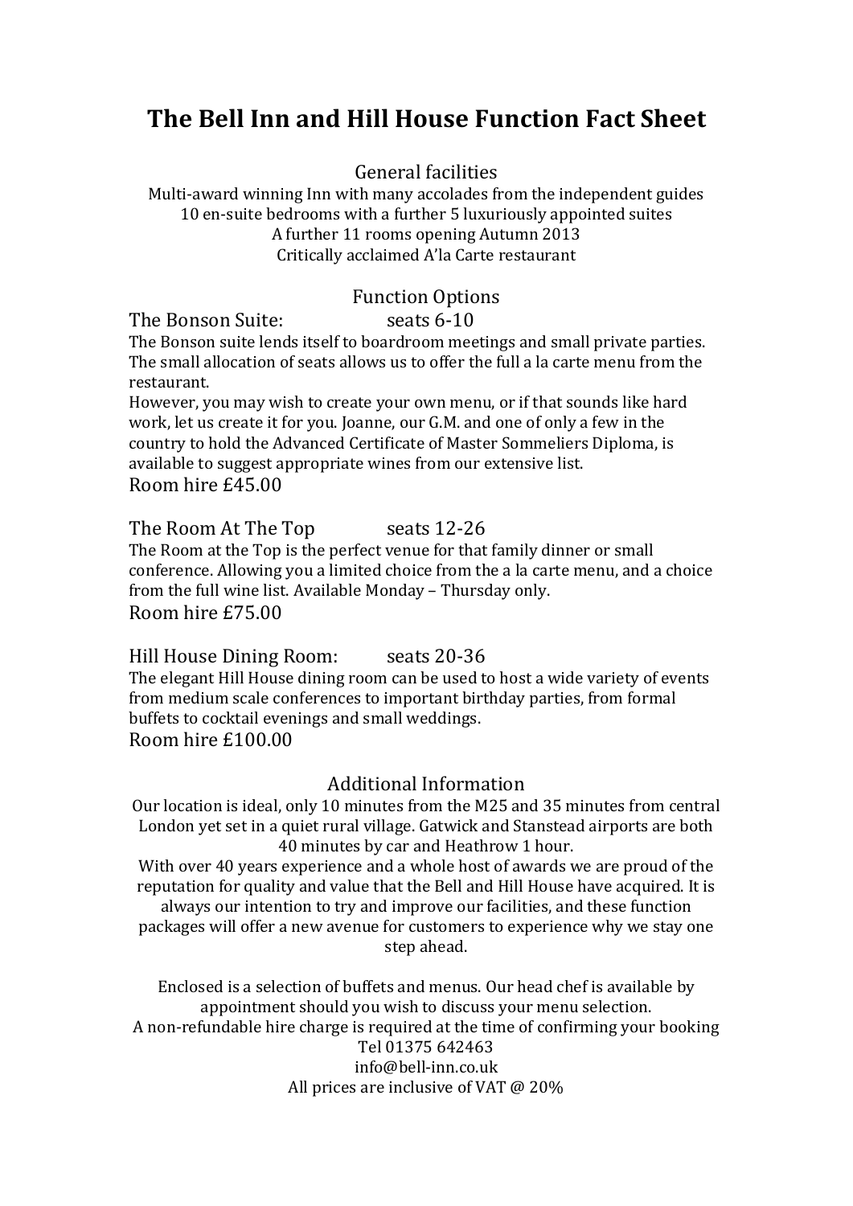# The Bell Inn and Hill House Function Fact Sheet

## General facilities

Multi-award winning Inn with many accolades from the independent guides
10 en-suite bedrooms with a further 5 luxuriously appointed suites
A further 11 rooms opening Autumn 2013
Critically acclaimed A'la Carte restaurant

## Function Options

### The Bonson Suite: seats 6-10

The Bonson suite lends itself to boardroom meetings and small private parties. The small allocation of seats allows us to offer the full a la carte menu from the restaurant.
However, you may wish to create your own menu, or if that sounds like hard work, let us create it for you. Joanne, our G.M. and one of only a few in the country to hold the Advanced Certificate of Master Sommeliers Diploma, is available to suggest appropriate wines from our extensive list.

Room hire £45.00

### The Room At The Top seats 12-26

The Room at the Top is the perfect venue for that family dinner or small conference. Allowing you a limited choice from the a la carte menu, and a choice from the full wine list. Available Monday – Thursday only.

Room hire £75.00

### Hill House Dining Room: seats 20-36

The elegant Hill House dining room can be used to host a wide variety of events from medium scale conferences to important birthday parties, from formal buffets to cocktail evenings and small weddings.

Room hire £100.00

## Additional Information

Our location is ideal, only 10 minutes from the M25 and 35 minutes from central London yet set in a quiet rural village. Gatwick and Stanstead airports are both 40 minutes by car and Heathrow 1 hour.
With over 40 years experience and a whole host of awards we are proud of the reputation for quality and value that the Bell and Hill House have acquired. It is always our intention to try and improve our facilities, and these function packages will offer a new avenue for customers to experience why we stay one step ahead.

Enclosed is a selection of buffets and menus. Our head chef is available by appointment should you wish to discuss your menu selection.
A non-refundable hire charge is required at the time of confirming your booking
Tel 01375 642463
info@bell-inn.co.uk
All prices are inclusive of VAT @ 20%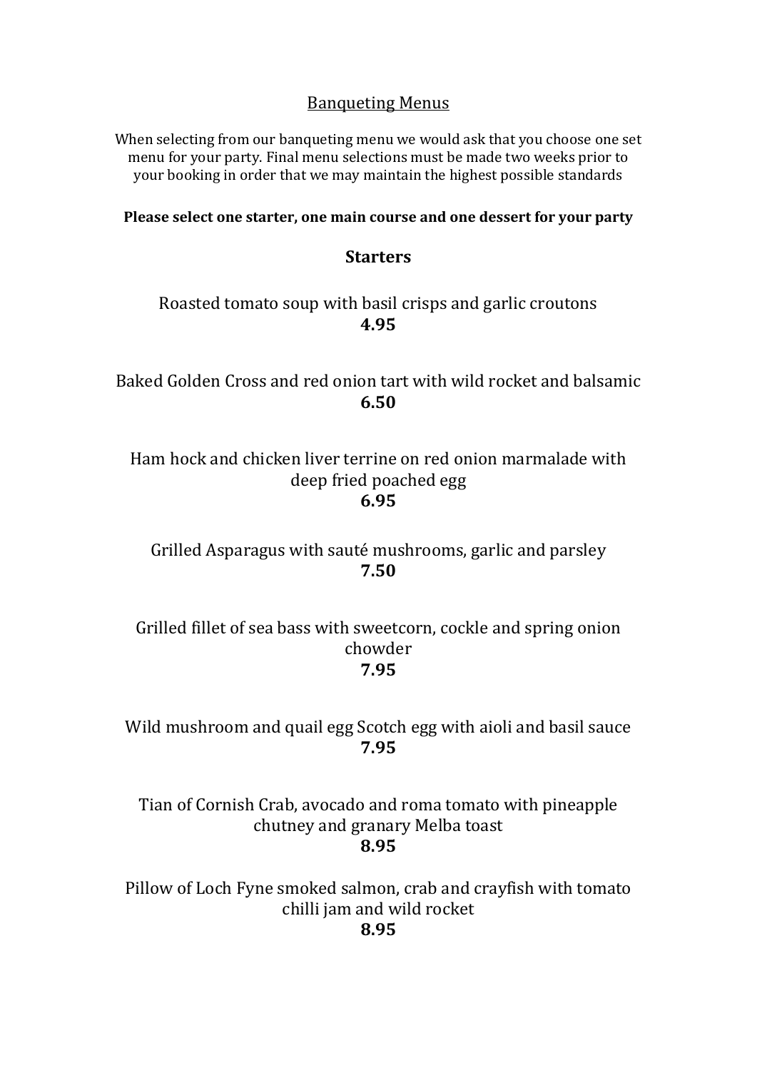# Banqueting Menus

When selecting from our banqueting menu we would ask that you choose one set menu for your party. Final menu selections must be made two weeks prior to your booking in order that we may maintain the highest possible standards

**Please select one starter, one main course and one dessert for your party**

## Starters

Roasted tomato soup with basil crisps and garlic croutons
**4.95**

Baked Golden Cross and red onion tart with wild rocket and balsamic
**6.50**

Ham hock and chicken liver terrine on red onion marmalade with deep fried poached egg
**6.95**

Grilled Asparagus with sauté mushrooms, garlic and parsley
**7.50**

Grilled fillet of sea bass with sweetcorn, cockle and spring onion chowder
**7.95**

Wild mushroom and quail egg Scotch egg with aioli and basil sauce
**7.95**

Tian of Cornish Crab, avocado and roma tomato with pineapple chutney and granary Melba toast
**8.95**

Pillow of Loch Fyne smoked salmon, crab and crayfish with tomato chilli jam and wild rocket
**8.95**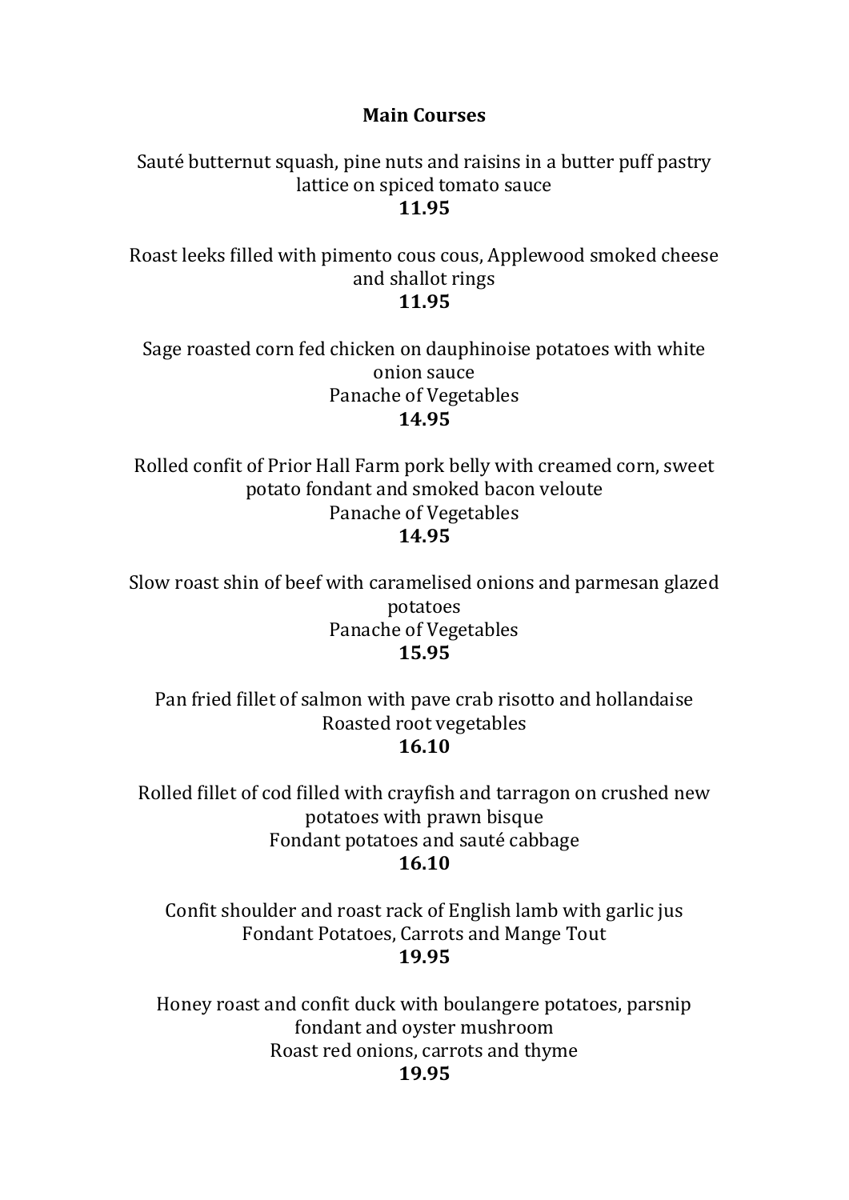## Main Courses

Sauté butternut squash, pine nuts and raisins in a butter puff pastry lattice on spiced tomato sauce
**11.95**

Roast leeks filled with pimento cous cous, Applewood smoked cheese and shallot rings
**11.95**

Sage roasted corn fed chicken on dauphinoise potatoes with white onion sauce
Panache of Vegetables
**14.95**

Rolled confit of Prior Hall Farm pork belly with creamed corn, sweet potato fondant and smoked bacon veloute
Panache of Vegetables
**14.95**

Slow roast shin of beef with caramelised onions and parmesan glazed potatoes
Panache of Vegetables
**15.95**

Pan fried fillet of salmon with pave crab risotto and hollandaise
Roasted root vegetables
**16.10**

Rolled fillet of cod filled with crayfish and tarragon on crushed new potatoes with prawn bisque
Fondant potatoes and sauté cabbage
**16.10**

Confit shoulder and roast rack of English lamb with garlic jus
Fondant Potatoes, Carrots and Mange Tout
**19.95**

Honey roast and confit duck with boulangere potatoes, parsnip fondant and oyster mushroom
Roast red onions, carrots and thyme
**19.95**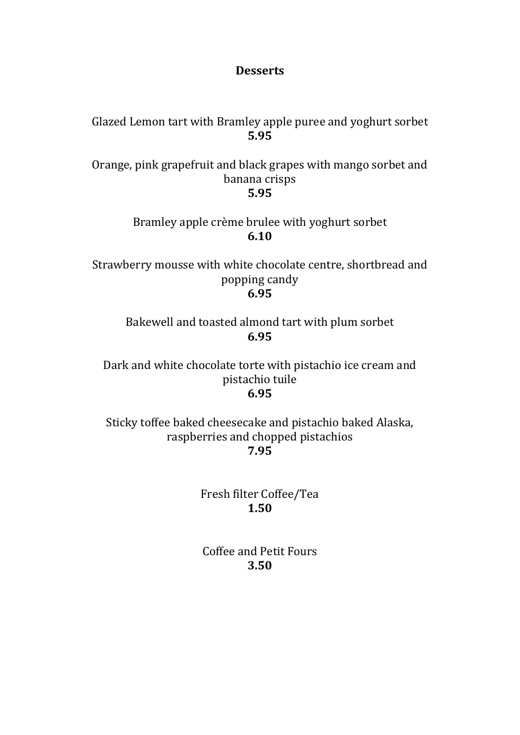# Desserts

Glazed Lemon tart with Bramley apple puree and yoghurt sorbet
**5.95**

Orange, pink grapefruit and black grapes with mango sorbet and banana crisps
**5.95**

Bramley apple crème brulee with yoghurt sorbet
**6.10**

Strawberry mousse with white chocolate centre, shortbread and popping candy
**6.95**

Bakewell and toasted almond tart with plum sorbet
**6.95**

Dark and white chocolate torte with pistachio ice cream and pistachio tuile
**6.95**

Sticky toffee baked cheesecake and pistachio baked Alaska, raspberries and chopped pistachios
**7.95**

Fresh filter Coffee/Tea
**1.50**

Coffee and Petit Fours
**3.50**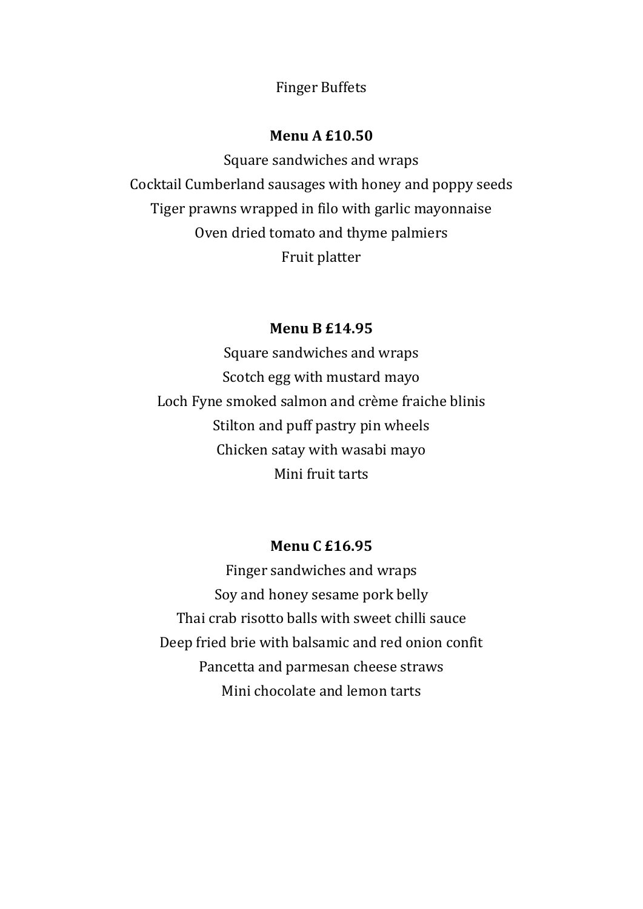# Finger Buffets

## Menu A £10.50

Square sandwiches and wraps
Cocktail Cumberland sausages with honey and poppy seeds
Tiger prawns wrapped in filo with garlic mayonnaise
Oven dried tomato and thyme palmiers
Fruit platter

## Menu B £14.95

Square sandwiches and wraps
Scotch egg with mustard mayo
Loch Fyne smoked salmon and crème fraiche blinis
Stilton and puff pastry pin wheels
Chicken satay with wasabi mayo
Mini fruit tarts

## Menu C £16.95

Finger sandwiches and wraps
Soy and honey sesame pork belly
Thai crab risotto balls with sweet chilli sauce
Deep fried brie with balsamic and red onion confit
Pancetta and parmesan cheese straws
Mini chocolate and lemon tarts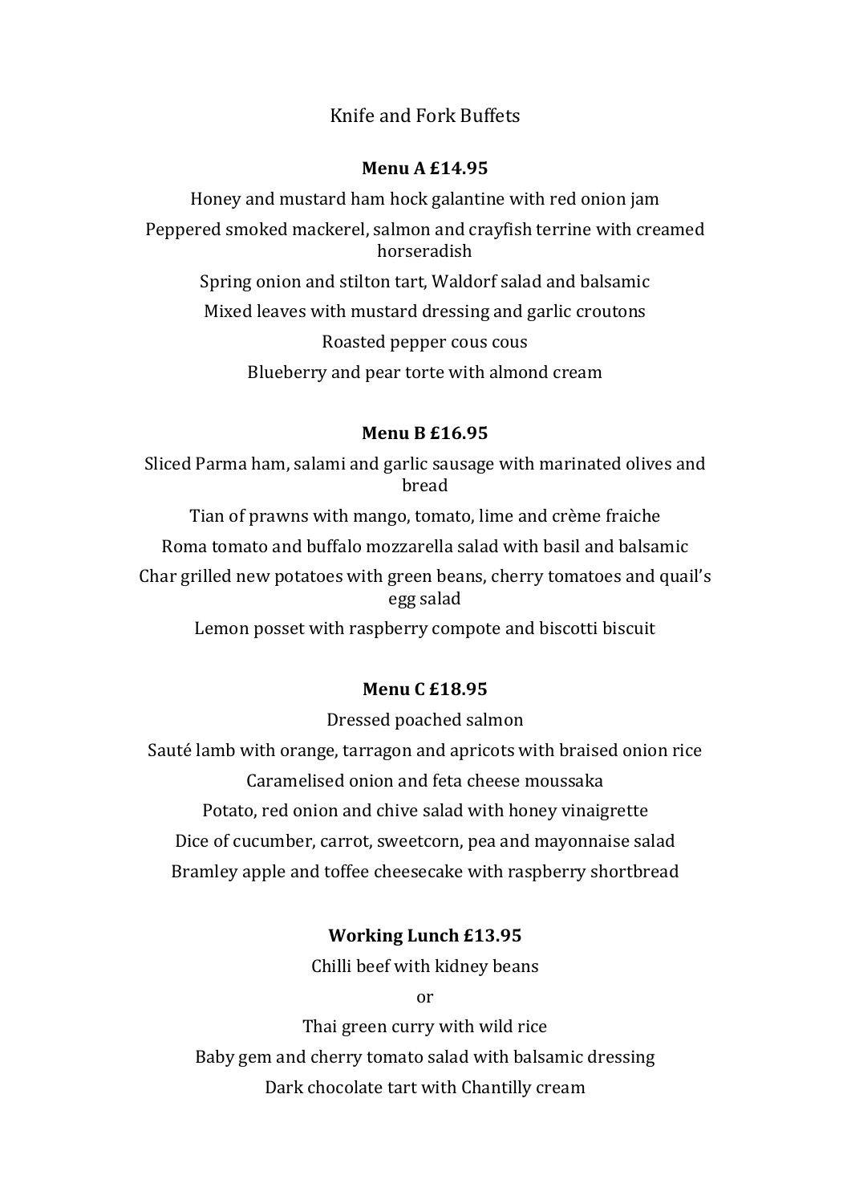# Knife and Fork Buffets

## Menu A £14.95

Honey and mustard ham hock galantine with red onion jam

Peppered smoked mackerel, salmon and crayfish terrine with creamed horseradish

Spring onion and stilton tart, Waldorf salad and balsamic

Mixed leaves with mustard dressing and garlic croutons

Roasted pepper cous cous

Blueberry and pear torte with almond cream

## Menu B £16.95

Sliced Parma ham, salami and garlic sausage with marinated olives and bread

Tian of prawns with mango, tomato, lime and crème fraiche

Roma tomato and buffalo mozzarella salad with basil and balsamic

Char grilled new potatoes with green beans, cherry tomatoes and quail's egg salad

Lemon posset with raspberry compote and biscotti biscuit

## Menu C £18.95

Dressed poached salmon

Sauté lamb with orange, tarragon and apricots with braised onion rice

Caramelised onion and feta cheese moussaka

Potato, red onion and chive salad with honey vinaigrette

Dice of cucumber, carrot, sweetcorn, pea and mayonnaise salad

Bramley apple and toffee cheesecake with raspberry shortbread

## Working Lunch £13.95

Chilli beef with kidney beans

or

Thai green curry with wild rice

Baby gem and cherry tomato salad with balsamic dressing

Dark chocolate tart with Chantilly cream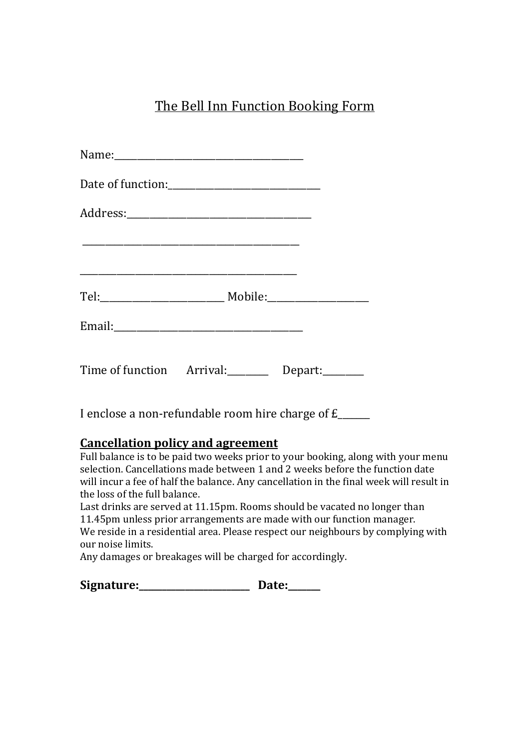# The Bell Inn Function Booking Form

Name:_______________________________________

Date of function:_______________________________

Address:______________________________________

_____________________________________________

_____________________________________________

Tel:_________________________ Mobile:____________________

Email:_______________________________________

Time of function Arrival:_________ Depart:_________

I enclose a non-refundable room hire charge of £_______

**Cancellation policy and agreement**

Full balance is to be paid two weeks prior to your booking, along with your menu selection. Cancellations made between 1 and 2 weeks before the function date will incur a fee of half the balance. Any cancellation in the final week will result in the loss of the full balance.

Last drinks are served at 11.15pm. Rooms should be vacated no longer than 11.45pm unless prior arrangements are made with our function manager.

We reside in a residential area. Please respect our neighbours by complying with our noise limits.

Any damages or breakages will be charged for accordingly.

**Signature:________________________ Date:_______**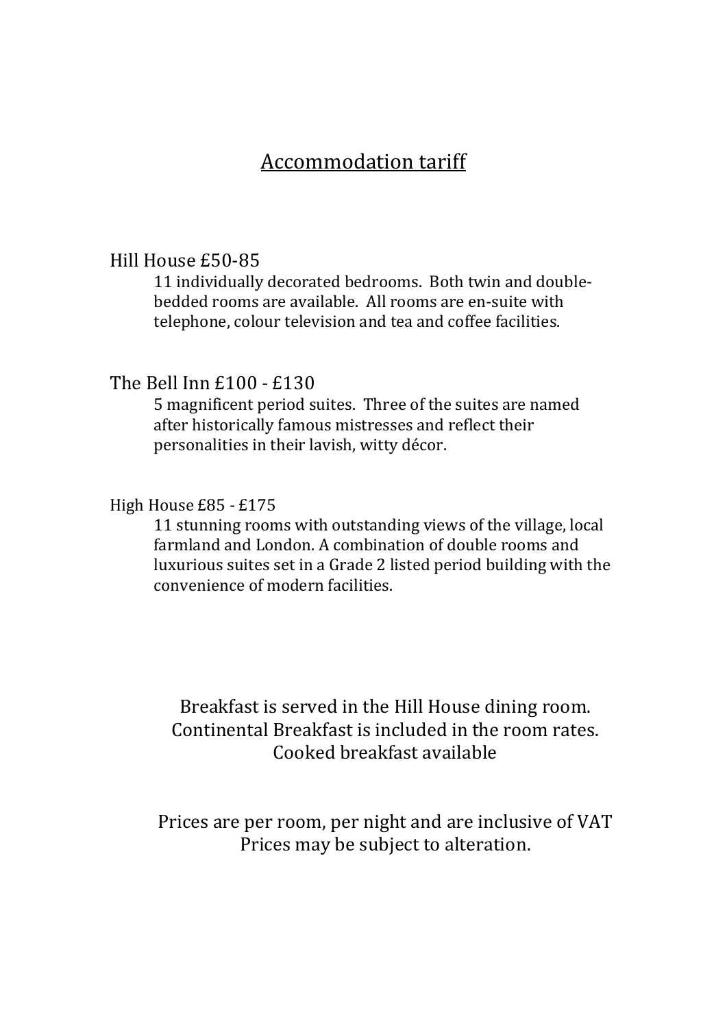# Accommodation tariff

## Hill House £50-85

11 individually decorated bedrooms. Both twin and double-bedded rooms are available. All rooms are en-suite with telephone, colour television and tea and coffee facilities.

## The Bell Inn £100 - £130

5 magnificent period suites. Three of the suites are named after historically famous mistresses and reflect their personalities in their lavish, witty décor.

## High House £85 - £175

11 stunning rooms with outstanding views of the village, local farmland and London. A combination of double rooms and luxurious suites set in a Grade 2 listed period building with the convenience of modern facilities.

Breakfast is served in the Hill House dining room.
Continental Breakfast is included in the room rates.
Cooked breakfast available

Prices are per room, per night and are inclusive of VAT
Prices may be subject to alteration.